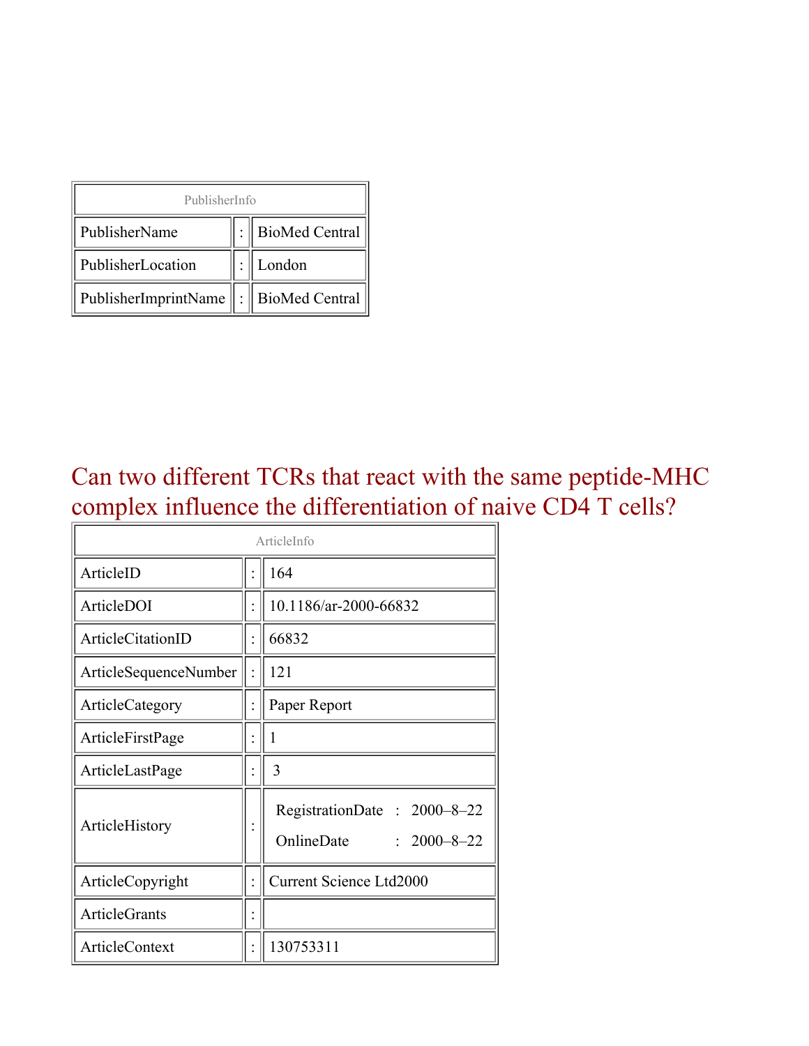| PublisherInfo | | |
|---|---|---|
| PublisherName | : | BioMed Central |
| PublisherLocation | : | London |
| PublisherImprintName | : | BioMed Central |

# Can two different TCRs that react with the same peptide-MHC complex influence the differentiation of naive CD4 T cells?

| ArticleInfo | | |
|---|---|---|
| ArticleID | : | 164 |
| ArticleDOI | : | 10.1186/ar-2000-66832 |
| ArticleCitationID | : | 66832 |
| ArticleSequenceNumber | : | 121 |
| ArticleCategory | : | Paper Report |
| ArticleFirstPage | : | 1 |
| ArticleLastPage | : | 3 |
| ArticleHistory | : | RegistrationDate : 2000–8–22<br>OnlineDate : 2000–8–22 |
| ArticleCopyright | : | Current Science Ltd2000 |
| ArticleGrants | : | |
| ArticleContext | : | 130753311 |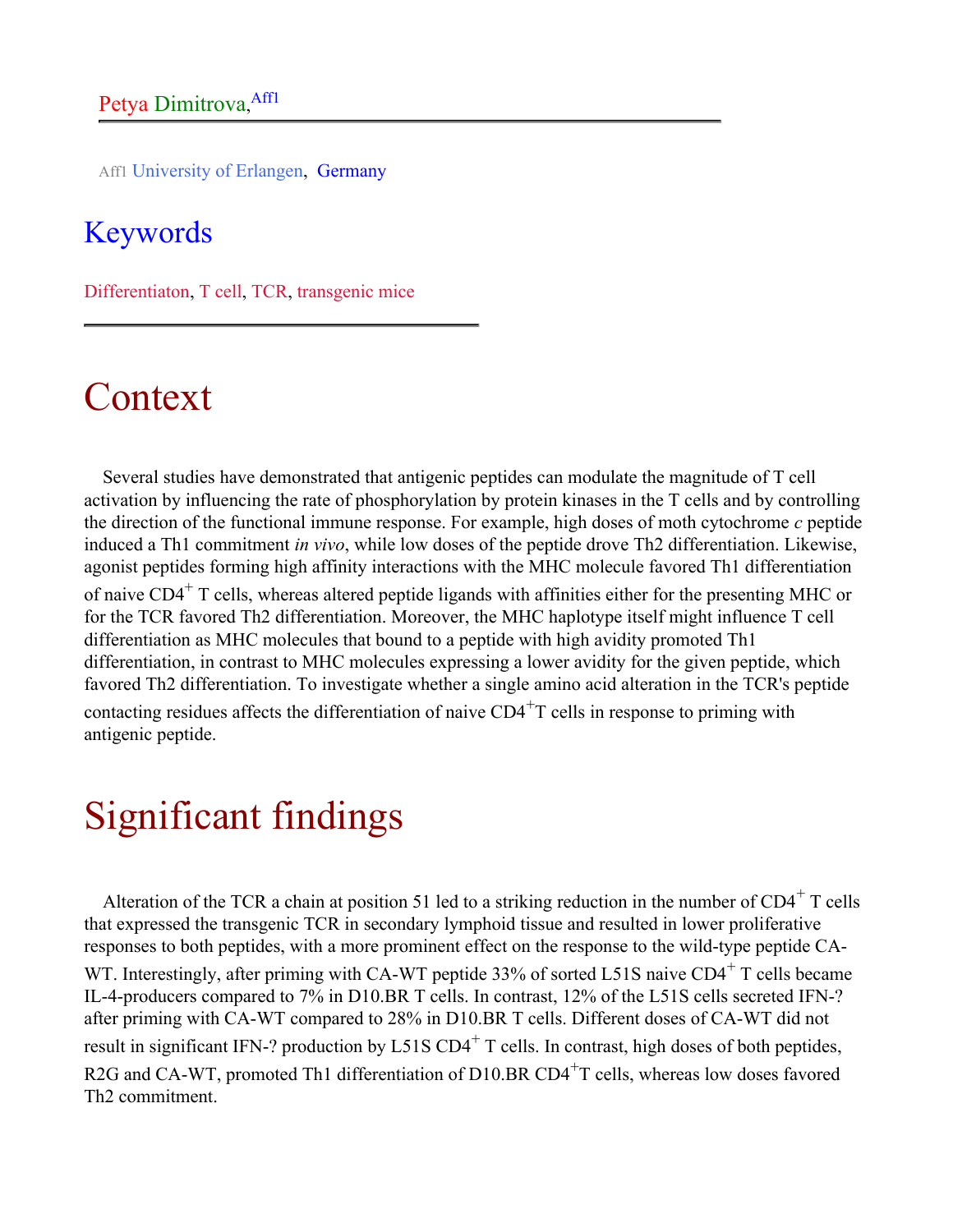Petya Dimitrova,[Aff1]

Aff1 University of Erlangen, Germany

## Keywords

Differentiaton, T cell, TCR, transgenic mice

# Context

Several studies have demonstrated that antigenic peptides can modulate the magnitude of T cell activation by influencing the rate of phosphorylation by protein kinases in the T cells and by controlling the direction of the functional immune response. For example, high doses of moth cytochrome *c* peptide induced a Th1 commitment *in vivo*, while low doses of the peptide drove Th2 differentiation. Likewise, agonist peptides forming high affinity interactions with the MHC molecule favored Th1 differentiation of naive $CD4^+$ T cells, whereas altered peptide ligands with affinities either for the presenting MHC or for the TCR favored Th2 differentiation. Moreover, the MHC haplotype itself might influence T cell differentiation as MHC molecules that bound to a peptide with high avidity promoted Th1 differentiation, in contrast to MHC molecules expressing a lower avidity for the given peptide, which favored Th2 differentiation. To investigate whether a single amino acid alteration in the TCR's peptide contacting residues affects the differentiation of naive $CD4^+$T cells in response to priming with antigenic peptide.

# Significant findings

Alteration of the TCR a chain at position 51 led to a striking reduction in the number of $CD4^+$ T cells that expressed the transgenic TCR in secondary lymphoid tissue and resulted in lower proliferative responses to both peptides, with a more prominent effect on the response to the wild-type peptide CA-WT. Interestingly, after priming with CA-WT peptide 33% of sorted L51S naive $CD4^+$ T cells became IL-4-producers compared to 7% in D10.BR T cells. In contrast, 12% of the L51S cells secreted IFN-? after priming with CA-WT compared to 28% in D10.BR T cells. Different doses of CA-WT did not result in significant IFN-? production by L51S $CD4^+$ T cells. In contrast, high doses of both peptides, R2G and CA-WT, promoted Th1 differentiation of D10.BR $CD4^+$T cells, whereas low doses favored Th2 commitment.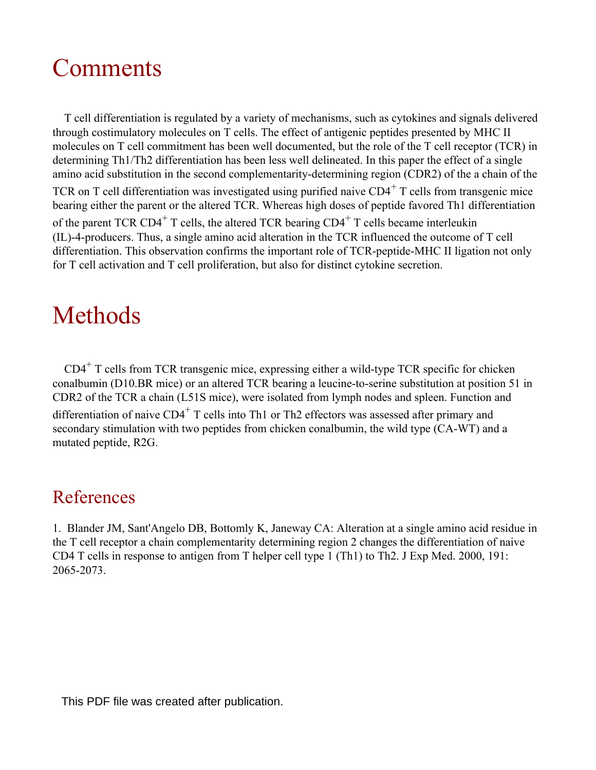# Comments

T cell differentiation is regulated by a variety of mechanisms, such as cytokines and signals delivered through costimulatory molecules on T cells. The effect of antigenic peptides presented by MHC II molecules on T cell commitment has been well documented, but the role of the T cell receptor (TCR) in determining Th1/Th2 differentiation has been less well delineated. In this paper the effect of a single amino acid substitution in the second complementarity-determining region (CDR2) of the a chain of the TCR on T cell differentiation was investigated using purified naive $CD4^+$ T cells from transgenic mice bearing either the parent or the altered TCR. Whereas high doses of peptide favored Th1 differentiation of the parent TCR $CD4^+$ T cells, the altered TCR bearing $CD4^+$ T cells became interleukin (IL)-4-producers. Thus, a single amino acid alteration in the TCR influenced the outcome of T cell differentiation. This observation confirms the important role of TCR-peptide-MHC II ligation not only for T cell activation and T cell proliferation, but also for distinct cytokine secretion.

# Methods

$CD4^+$ T cells from TCR transgenic mice, expressing either a wild-type TCR specific for chicken conalbumin (D10.BR mice) or an altered TCR bearing a leucine-to-serine substitution at position 51 in CDR2 of the TCR a chain (L51S mice), were isolated from lymph nodes and spleen. Function and differentiation of naive $CD4^+$ T cells into Th1 or Th2 effectors was assessed after primary and secondary stimulation with two peptides from chicken conalbumin, the wild type (CA-WT) and a mutated peptide, R2G.

## References

1. Blander JM, Sant'Angelo DB, Bottomly K, Janeway CA: Alteration at a single amino acid residue in the T cell receptor a chain complementarity determining region 2 changes the differentiation of naive CD4 T cells in response to antigen from T helper cell type 1 (Th1) to Th2. J Exp Med. 2000, 191: 2065-2073.

This PDF file was created after publication.